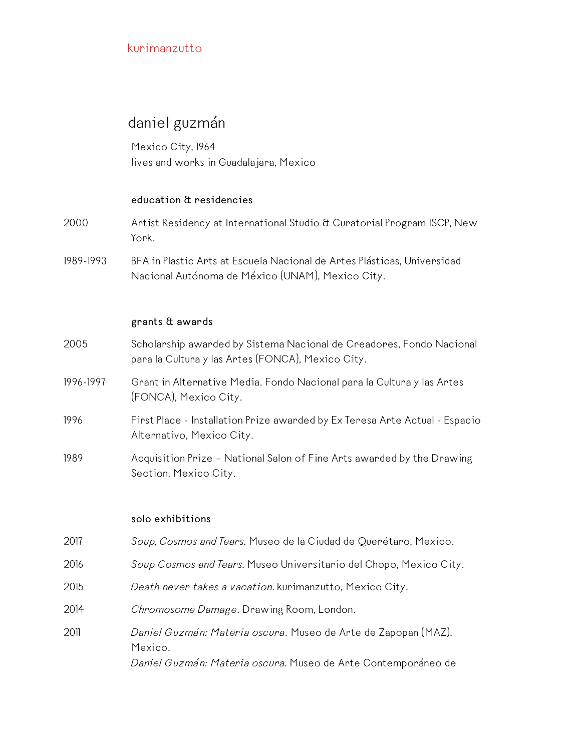kurimanzutto

# daniel guzmán

Mexico City, 1964
lives and works in Guadalajara, Mexico

## education & residencies

2000 Artist Residency at International Studio & Curatorial Program ISCP, New York.

1989-1993 BFA in Plastic Arts at Escuela Nacional de Artes Plásticas, Universidad Nacional Autónoma de México (UNAM), Mexico City.

## grants & awards

2005 Scholarship awarded by Sistema Nacional de Creadores, Fondo Nacional para la Cultura y las Artes (FONCA), Mexico City.

1996-1997 Grant in Alternative Media. Fondo Nacional para la Cultura y las Artes (FONCA), Mexico City.

1996 First Place - Installation Prize awarded by Ex Teresa Arte Actual - Espacio Alternativo, Mexico City.

1989 Acquisition Prize – National Salon of Fine Arts awarded by the Drawing Section, Mexico City.

## solo exhibitions

2017 *Soup, Cosmos and Tears.* Museo de la Ciudad de Querétaro, Mexico.

2016 *Soup Cosmos and Tears.* Museo Universitario del Chopo, Mexico City.

2015 *Death never takes a vacation.* kurimanzutto, Mexico City.

2014 *Chromosome Damage*. Drawing Room, London.

2011 *Daniel Guzmán: Materia oscura*. Museo de Arte de Zapopan (MAZ), Mexico.
*Daniel Guzmán: Materia oscura.* Museo de Arte Contemporáneo de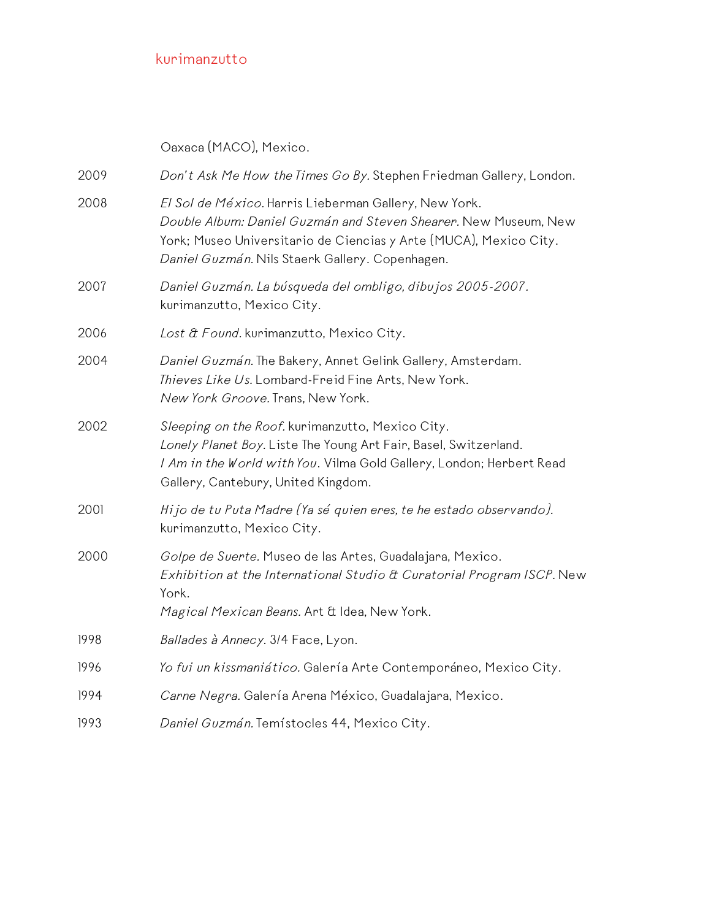Oaxaca (MACO), Mexico.

2009 *Don't Ask Me How the Times Go By.* Stephen Friedman Gallery, London.

2008 *El Sol de México.* Harris Lieberman Gallery, New York.
*Double Album: Daniel Guzmán and Steven Shearer.* New Museum, New York; Museo Universitario de Ciencias y Arte (MUCA), Mexico City.
*Daniel Guzmán.* Nils Staerk Gallery. Copenhagen.

2007 *Daniel Guzmán. La búsqueda del ombligo, dibujos 2005-2007.* kurimanzutto, Mexico City.

2006 *Lost & Found.* kurimanzutto, Mexico City.

2004 *Daniel Guzmán.* The Bakery, Annet Gelink Gallery, Amsterdam.
*Thieves Like Us.* Lombard-Freid Fine Arts, New York.
*New York Groove.* Trans, New York.

2002 *Sleeping on the Roof.* kurimanzutto, Mexico City.
*Lonely Planet Boy.* Liste The Young Art Fair, Basel, Switzerland.
*I Am in the World with You.* Vilma Gold Gallery, London; Herbert Read Gallery, Cantebury, United Kingdom.

2001 *Hijo de tu Puta Madre (Ya sé quien eres, te he estado observando).* kurimanzutto, Mexico City.

2000 *Golpe de Suerte.* Museo de las Artes, Guadalajara, Mexico.
*Exhibition at the International Studio & Curatorial Program ISCP.* New York.
*Magical Mexican Beans.* Art & Idea, New York.

1998 *Ballades à Annecy.* 3/4 Face, Lyon.

1996 *Yo fui un kissmaniático.* Galería Arte Contemporáneo, Mexico City.

1994 *Carne Negra.* Galería Arena México, Guadalajara, Mexico.

1993 *Daniel Guzmán.* Temístocles 44, Mexico City.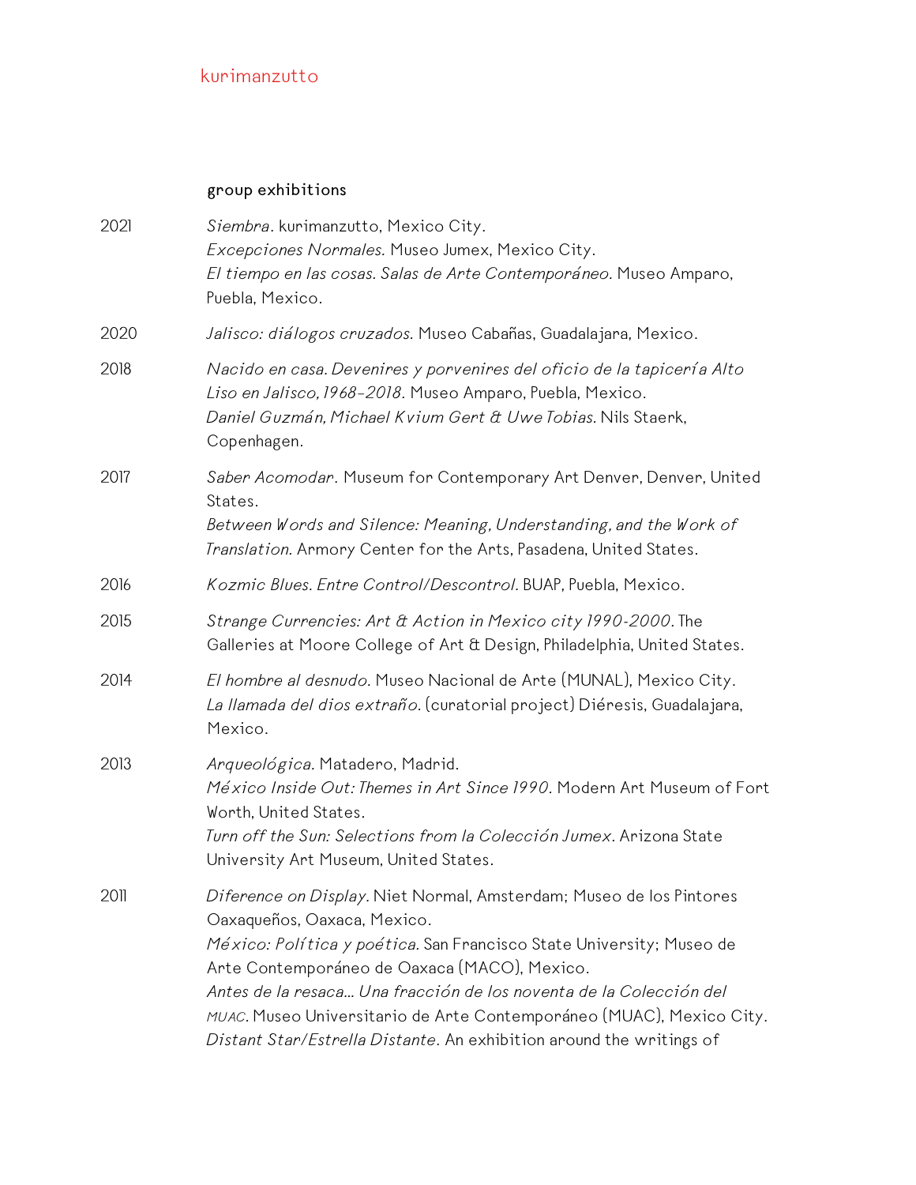## group exhibitions

**2021**

*Siembra*. kurimanzutto, Mexico City.
*Excepciones Normales.* Museo Jumex, Mexico City.
*El tiempo en las cosas. Salas de Arte Contemporáneo.* Museo Amparo, Puebla, Mexico.

**2020**

*Jalisco: diálogos cruzados.* Museo Cabañas, Guadalajara, Mexico.

**2018**

*Nacido en casa. Devenires y porvenires del oficio de la tapicería Alto Liso en Jalisco, 1968-2018.* Museo Amparo, Puebla, Mexico.
*Daniel Guzmán, Michael Kvium Gert & Uwe Tobias.* Nils Staerk, Copenhagen.

**2017**

*Saber Acomodar*. Museum for Contemporary Art Denver, Denver, United States.
*Between Words and Silence: Meaning, Understanding, and the Work of Translation.* Armory Center for the Arts, Pasadena, United States.

**2016**

*Kozmic Blues. Entre Control/Descontrol.* BUAP, Puebla, Mexico.

**2015**

*Strange Currencies: Art & Action in Mexico city 1990-2000.* The Galleries at Moore College of Art & Design, Philadelphia, United States.

**2014**

*El hombre al desnudo.* Museo Nacional de Arte (MUNAL), Mexico City.
*La llamada del dios extraño.* (curatorial project) Diéresis, Guadalajara, Mexico.

**2013**

*Arqueológica.* Matadero, Madrid.
*México Inside Out: Themes in Art Since 1990.* Modern Art Museum of Fort Worth, United States.
*Turn off the Sun: Selections from la Colección Jumex.* Arizona State University Art Museum, United States.

**2011**

*Diference on Display.* Niet Normal, Amsterdam; Museo de los Pintores Oaxaqueños, Oaxaca, Mexico.
*México: Política y poética.* San Francisco State University; Museo de Arte Contemporáneo de Oaxaca (MACO), Mexico.
*Antes de la resaca... Una fracción de los noventa de la Colección del MUAC.* Museo Universitario de Arte Contemporáneo (MUAC), Mexico City.
*Distant Star/Estrella Distante*. An exhibition around the writings of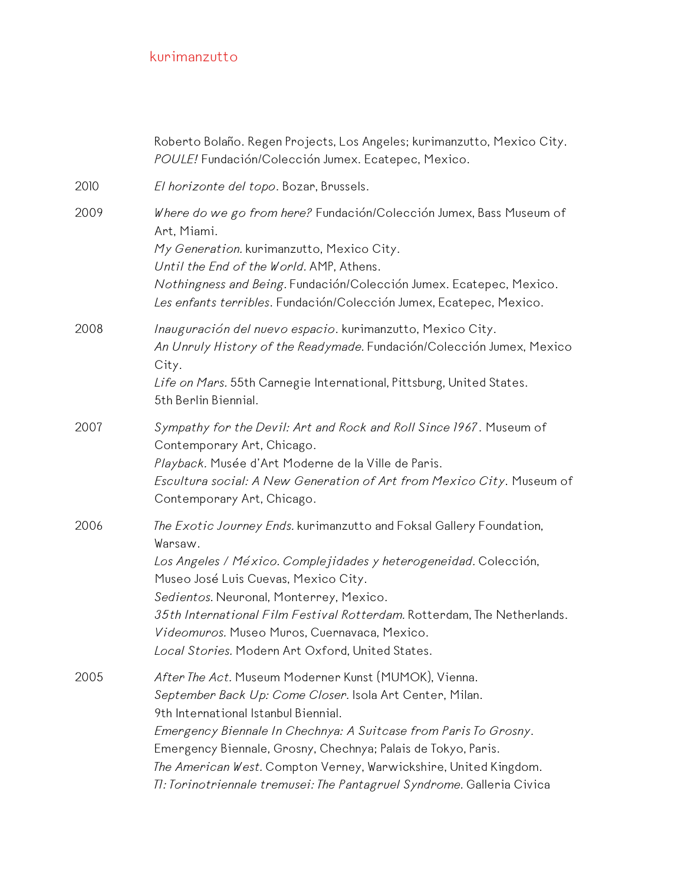Roberto Bolaño. Regen Projects, Los Angeles; kurimanzutto, Mexico City.
*POULE!* Fundación/Colección Jumex. Ecatepec, Mexico.

2010 *El horizonte del topo*. Bozar, Brussels.

2009 *Where do we go from here?* Fundación/Colección Jumex, Bass Museum of Art, Miami.
*My Generation.* kurimanzutto, Mexico City.
*Until the End of the World*. AMP, Athens.
*Nothingness and Being.* Fundación/Colección Jumex. Ecatepec, Mexico.
*Les enfants terribles*. Fundación/Colección Jumex, Ecatepec, Mexico.

2008 *Inauguración del nuevo espacio*. kurimanzutto, Mexico City.
*An Unruly History of the Readymade.* Fundación/Colección Jumex, Mexico City.
*Life on Mars.* 55th Carnegie International, Pittsburg, United States.
5th Berlin Biennial.

2007 *Sympathy for the Devil: Art and Rock and Roll Since 1967*. Museum of Contemporary Art, Chicago.
*Playback.* Musée d'Art Moderne de la Ville de Paris.
*Escultura social: A New Generation of Art from Mexico City*. Museum of Contemporary Art, Chicago.

2006 *The Exotic Journey Ends.* kurimanzutto and Foksal Gallery Foundation, Warsaw.
*Los Angeles / México. Complejidades y heterogeneidad*. Colección, Museo José Luis Cuevas, Mexico City.
*Sedientos.* Neuronal, Monterrey, Mexico.
*35th International Film Festival Rotterdam.* Rotterdam, The Netherlands.
*Videomuros.* Museo Muros, Cuernavaca, Mexico.
*Local Stories.* Modern Art Oxford, United States.

2005 *After The Act.* Museum Moderner Kunst (MUMOK), Vienna.
*September Back Up: Come Closer.* Isola Art Center, Milan.
9th International Istanbul Biennial.
*Emergency Biennale In Chechnya: A Suitcase from Paris To Grosny*. Emergency Biennale, Grosny, Chechnya; Palais de Tokyo, Paris.
*The American West.* Compton Verney, Warwickshire, United Kingdom.
*T1: Torinotriennale tremusei: The Pantagruel Syndrome.* Galleria Civica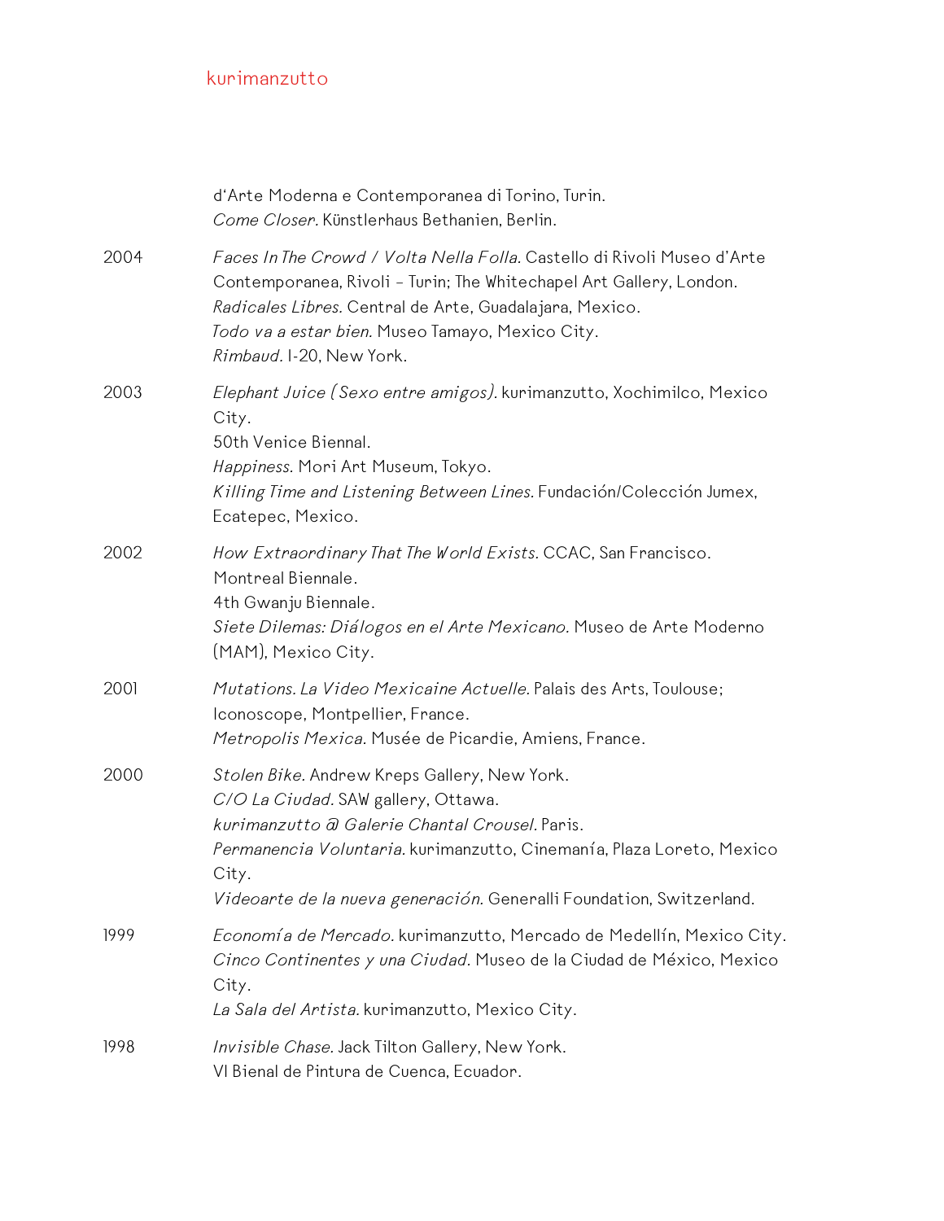d'Arte Moderna e Contemporanea di Torino, Turin.
*Come Closer.* Künstlerhaus Bethanien, Berlin.

2004 *Faces In The Crowd / Volta Nella Folla.* Castello di Rivoli Museo d'Arte Contemporanea, Rivoli – Turin; The Whitechapel Art Gallery, London.
*Radicales Libres.* Central de Arte, Guadalajara, Mexico.
*Todo va a estar bien.* Museo Tamayo, Mexico City.
*Rimbaud.* I-20, New York.

2003 *Elephant Juice (Sexo entre amigos).* kurimanzutto, Xochimilco, Mexico City.
50th Venice Biennal.
*Happiness.* Mori Art Museum, Tokyo.
*Killing Time and Listening Between Lines.* Fundación/Colección Jumex, Ecatepec, Mexico.

2002 *How Extraordinary That The World Exists.* CCAC, San Francisco.
Montreal Biennale.
4th Gwanju Biennale.
*Siete Dilemas: Diálogos en el Arte Mexicano.* Museo de Arte Moderno (MAM), Mexico City.

2001 *Mutations. La Video Mexicaine Actuelle.* Palais des Arts, Toulouse; Iconoscope, Montpellier, France.
*Metropolis Mexica.* Musée de Picardie, Amiens, France.

2000 *Stolen Bike.* Andrew Kreps Gallery, New York.
*C/O La Ciudad.* SAW gallery, Ottawa.
*kurimanzutto @ Galerie Chantal Crousel.* Paris.
*Permanencia Voluntaria.* kurimanzutto, Cinemanía, Plaza Loreto, Mexico City.
*Videoarte de la nueva generación.* Generalli Foundation, Switzerland.

1999 *Economía de Mercado.* kurimanzutto, Mercado de Medellín, Mexico City.
*Cinco Continentes y una Ciudad.* Museo de la Ciudad de México, Mexico City.
*La Sala del Artista.* kurimanzutto, Mexico City.

1998 *Invisible Chase.* Jack Tilton Gallery, New York.
VI Bienal de Pintura de Cuenca, Ecuador.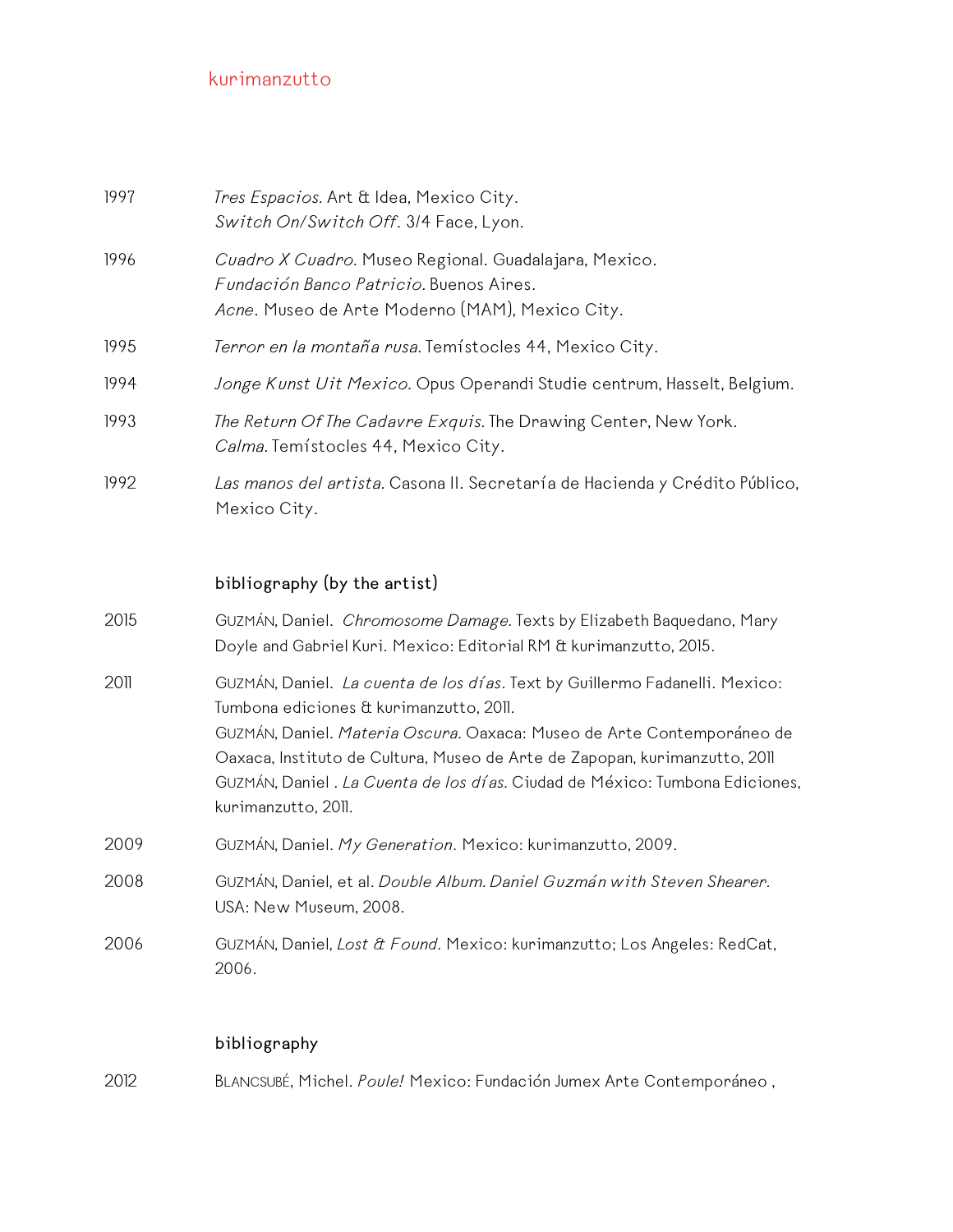1997 *Tres Espacios.* Art & Idea, Mexico City.
*Switch On/Switch Off*. 3/4 Face, Lyon.

1996 *Cuadro X Cuadro.* Museo Regional. Guadalajara, Mexico.
*Fundación Banco Patricio.* Buenos Aires.
*Acne*. Museo de Arte Moderno (MAM), Mexico City.

1995 *Terror en la montaña rusa.* Temístocles 44, Mexico City.

1994 *Jonge Kunst Uit Mexico.* Opus Operandi Studie centrum, Hasselt, Belgium.

1993 *The Return Of The Cadavre Exquis.* The Drawing Center, New York.
*Calma.* Temístocles 44, Mexico City.

1992 *Las manos del artista.* Casona II. Secretaría de Hacienda y Crédito Público, Mexico City.

## bibliography (by the artist)

2015 GUZMÁN, Daniel. *Chromosome Damage.* Texts by Elizabeth Baquedano, Mary Doyle and Gabriel Kuri. Mexico: Editorial RM & kurimanzutto, 2015.

2011 GUZMÁN, Daniel. *La cuenta de los días*. Text by Guillermo Fadanelli. Mexico: Tumbona ediciones & kurimanzutto, 2011.
GUZMÁN, Daniel. *Materia Oscura.* Oaxaca: Museo de Arte Contemporáneo de Oaxaca, Instituto de Cultura, Museo de Arte de Zapopan, kurimanzutto, 2011
GUZMÁN, Daniel . *La Cuenta de los días.* Ciudad de México: Tumbona Ediciones, kurimanzutto, 2011.

2009 GUZMÁN, Daniel. *My Generation*. Mexico: kurimanzutto, 2009.

2008 GUZMÁN, Daniel, et al. *Double Album. Daniel Guzmán with Steven Shearer.* USA: New Museum, 2008.

2006 GUZMÁN, Daniel, *Lost & Found.* Mexico: kurimanzutto; Los Angeles: RedCat, 2006.

## bibliography

2012 BLANCSUBÉ, Michel. *Poule!* Mexico: Fundación Jumex Arte Contemporáneo ,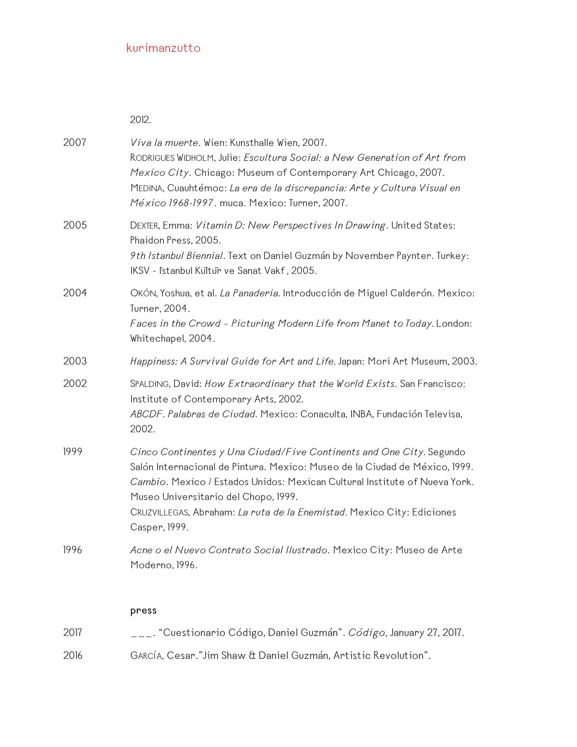2012.

2007 *Viva la muerte*. Wien: Kunsthalle Wien, 2007.
RODRIGUES WIDHOLM, Julie: *Escultura Social: a New Generation of Art from Mexico City*. Chicago: Museum of Contemporary Art Chicago, 2007.
MEDINA, Cuauhtémoc: *La era de la discrepancia: Arte y Cultura Visual en México 1968-1997*. muca. Mexico: Turner, 2007.

2005 DEXTER, Emma: *Vitamin D: New Perspectives In Drawing*. United States: Phaidon Press, 2005.
*9th Istanbul Biennial*. Text on Daniel Guzmán by November Paynter. Turkey: IKSV - İstanbul Kültür ve Sanat Vakf, 2005.

2004 OKÓN, Yoshua, et al. *La Panaderia.* Introducción de Miguel Calderón. Mexico: Turner, 2004.
*Faces in the Crowd – Picturing Modern Life from Manet to Today.* London: Whitechapel, 2004.

2003 *Happiness: A Survival Guide for Art and Life.* Japan: Mori Art Museum, 2003.

2002 SPALDING, David: *How Extraordinary that the World Exists*. San Francisco: Institute of Contemporary Arts, 2002.
*ABCDF*. *Palabras de Ciudad.* Mexico: Conaculta, INBA, Fundación Televisa, 2002.

1999 *Cinco Continentes y Una Ciudad/Five Continents and One City*. Segundo Salón Internacional de Pintura. Mexico: Museo de la Ciudad de México, 1999.
*Cambio*. Mexico / Estados Unidos: Mexican Cultural Institute of Nueva York. Museo Universitario del Chopo, 1999.
CRUZVILLEGAS, Abraham: *La ruta de la Enemistad.* Mexico City: Ediciones Casper, 1999.

1996 *Acne o el Nuevo Contrato Social Ilustrado*. Mexico City: Museo de Arte Moderno, 1996.

## press

2017 ___. "Cuestionario Código, Daniel Guzmán". *Código*, January 27, 2017.

2016 GARCÍA, Cesar."Jim Shaw & Daniel Guzmán, Artistic Revolution".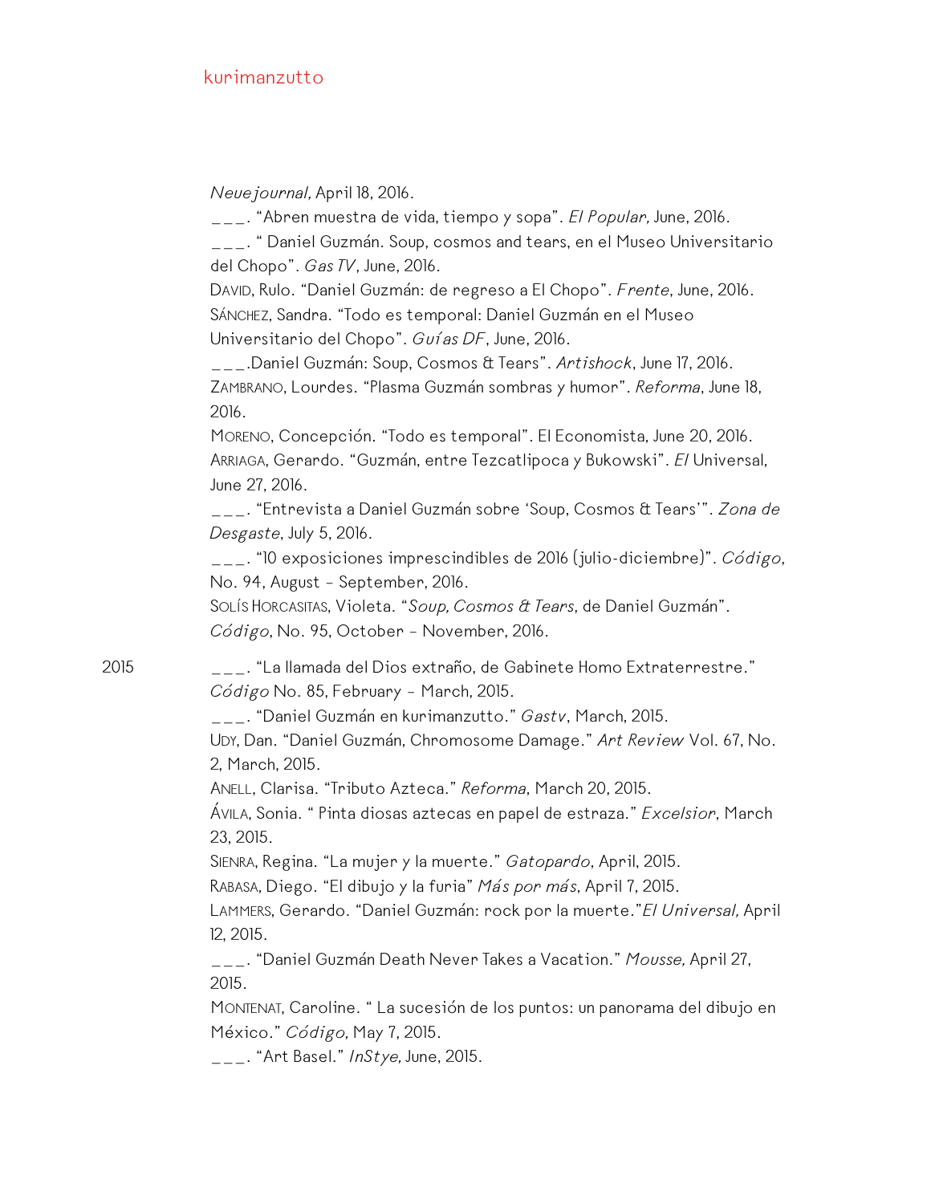*Neuejournal,* April 18, 2016.

___. "Abren muestra de vida, tiempo y sopa". *El Popular,* June, 2016.

___. " Daniel Guzmán. Soup, cosmos and tears, en el Museo Universitario del Chopo". *Gas TV*, June, 2016.

David, Rulo. "Daniel Guzmán: de regreso a El Chopo". *Frente*, June, 2016.

Sánchez, Sandra. "Todo es temporal: Daniel Guzmán en el Museo Universitario del Chopo". *Guías DF*, June, 2016.

___.Daniel Guzmán: Soup, Cosmos & Tears". *Artishock*, June 17, 2016.

Zambrano, Lourdes. "Plasma Guzmán sombras y humor". *Reforma*, June 18, 2016.

Moreno, Concepción. "Todo es temporal". El Economista, June 20, 2016.

Arriaga, Gerardo. "Guzmán, entre Tezcatlipoca y Bukowski". *El* Universal, June 27, 2016.

___. "Entrevista a Daniel Guzmán sobre 'Soup, Cosmos & Tears'". *Zona de Desgaste*, July 5, 2016.

___. "10 exposiciones imprescindibles de 2016 (julio-diciembre)". *Código*, No. 94, August – September, 2016.

Solís Horcasitas, Violeta. "*Soup, Cosmos & Tears*, de Daniel Guzmán". *Código*, No. 95, October – November, 2016.

2015

___. "La llamada del Dios extraño, de Gabinete Homo Extraterrestre." *Código* No. 85, February – March, 2015.

___. "Daniel Guzmán en kurimanzutto." *Gastv*, March, 2015.

Udy, Dan. "Daniel Guzmán, Chromosome Damage." *Art Review* Vol. 67, No. 2, March, 2015.

Anell, Clarisa. "Tributo Azteca." *Reforma*, March 20, 2015.

Ávila, Sonia. " Pinta diosas aztecas en papel de estraza." *Excelsior*, March 23, 2015.

Sienra, Regina. "La mujer y la muerte." *Gatopardo*, April, 2015.

Rabasa, Diego. "El dibujo y la furia" *Más por más*, April 7, 2015.

Lammers, Gerardo. "Daniel Guzmán: rock por la muerte."*El Universal,* April 12, 2015.

___. "Daniel Guzmán Death Never Takes a Vacation." *Mousse,* April 27, 2015.

Montenat, Caroline. " La sucesión de los puntos: un panorama del dibujo en México." *Código,* May 7, 2015.

___. "Art Basel." *InStye,* June, 2015.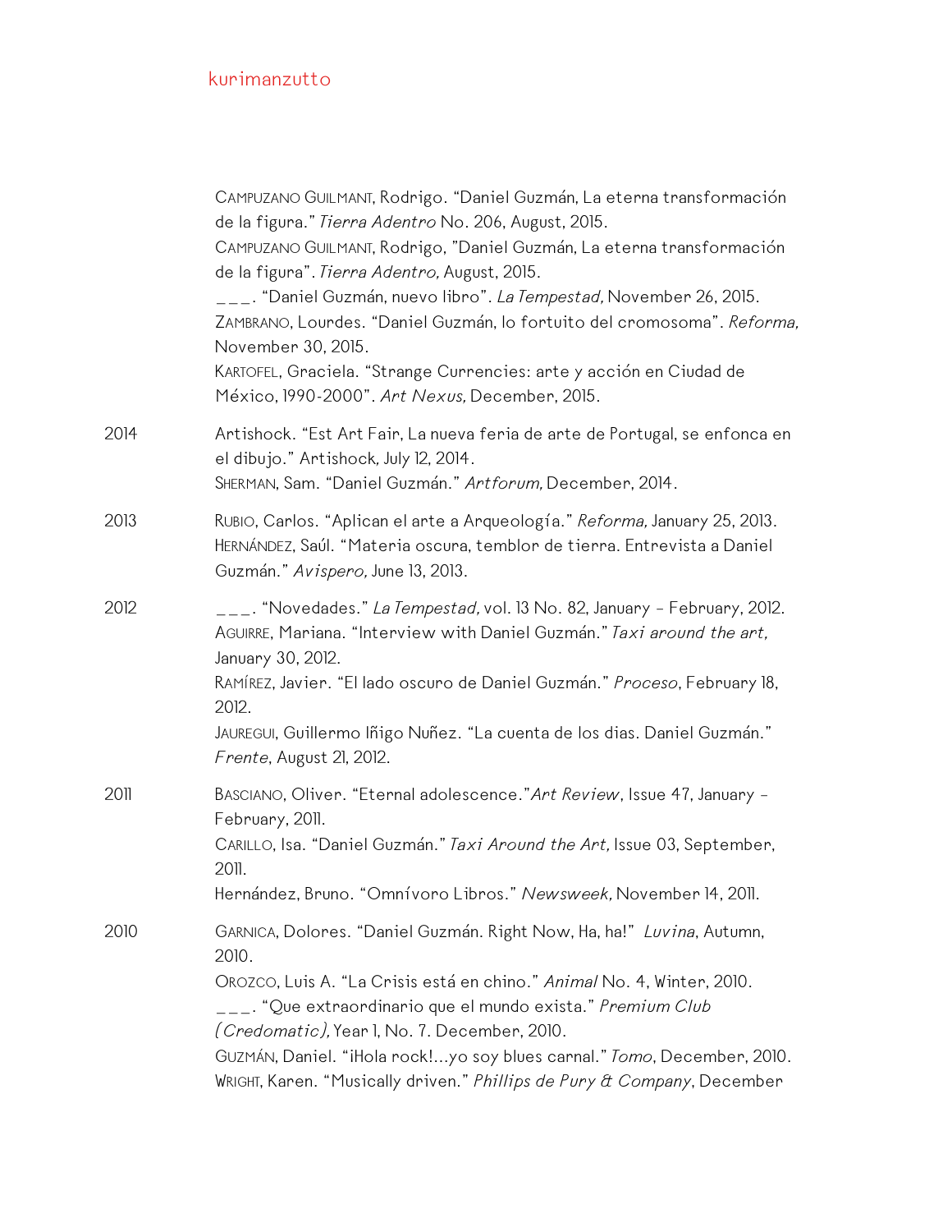CAMPUZANO GUILMANT, Rodrigo. "Daniel Guzmán, La eterna transformación de la figura." *Tierra Adentro* No. 206, August, 2015.
CAMPUZANO GUILMANT, Rodrigo, "Daniel Guzmán, La eterna transformación de la figura". *Tierra Adentro,* August, 2015.
___. "Daniel Guzmán, nuevo libro". *La Tempestad,* November 26, 2015.
ZAMBRANO, Lourdes. "Daniel Guzmán, lo fortuito del cromosoma". *Reforma,* November 30, 2015.
KARTOFEL, Graciela. "Strange Currencies: arte y acción en Ciudad de México, 1990-2000". *Art Nexus,* December, 2015.

2014

Artishock. "Est Art Fair, La nueva feria de arte de Portugal, se enfonca en el dibujo." Artishock, July 12, 2014.
SHERMAN, Sam. "Daniel Guzmán." *Artforum,* December, 2014.

2013

RUBIO, Carlos. "Aplican el arte a Arqueología." *Reforma,* January 25, 2013.
HERNÁNDEZ, Saúl. "Materia oscura, temblor de tierra. Entrevista a Daniel Guzmán." *Avispero,* June 13, 2013.

2012

___. "Novedades." *La Tempestad,* vol. 13 No. 82, January - February, 2012.
AGUIRRE, Mariana. "Interview with Daniel Guzmán." *Taxi around the art,* January 30, 2012.
RAMÍREZ, Javier. "El lado oscuro de Daniel Guzmán." *Proceso*, February 18, 2012.
JAUREGUI, Guillermo Iñigo Nuñez. "La cuenta de los dias. Daniel Guzmán." *Frente*, August 21, 2012.

2011

BASCIANO, Oliver. "Eternal adolescence."*Art Review*, Issue 47, January - February, 2011.
CARILLO, Isa. "Daniel Guzmán." *Taxi Around the Art,* Issue 03, September, 2011.
Hernández, Bruno. "Omnívoro Libros." *Newsweek,* November 14, 2011.

2010

GARNICA, Dolores. "Daniel Guzmán. Right Now, Ha, ha!" *Luvina*, Autumn, 2010.
OROZCO, Luis A. "La Crisis está en chino." *Animal* No. 4, Winter, 2010.
___. "Que extraordinario que el mundo exista." *Premium Club (Credomatic),* Year 1, No. 7. December, 2010.
GUZMÁN, Daniel. "¡Hola rock!...yo soy blues carnal." *Tomo*, December, 2010.
WRIGHT, Karen. "Musically driven." *Phillips de Pury & Company*, December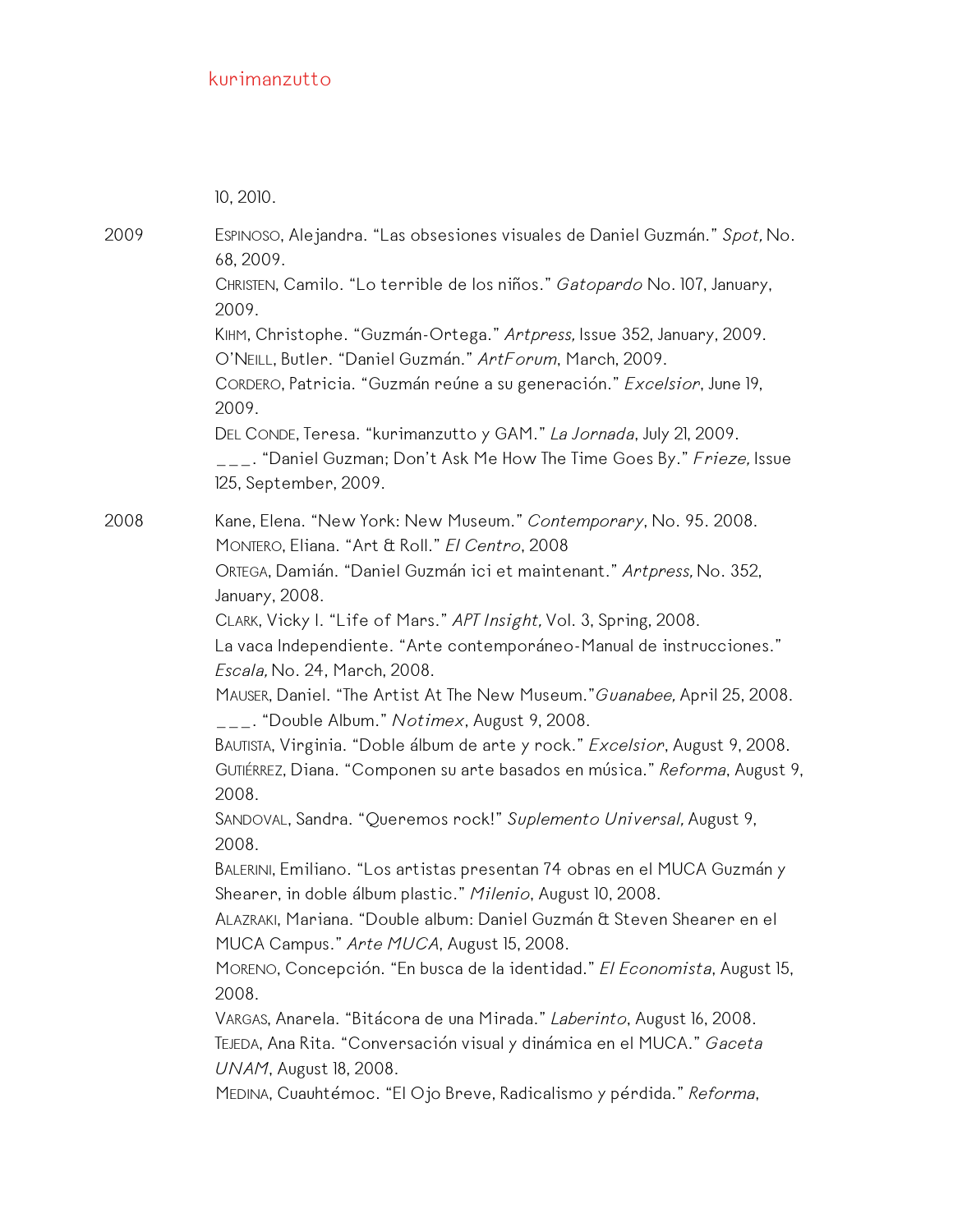10, 2010.

2009

Espinoso, Alejandra. “Las obsesiones visuales de Daniel Guzmán.” *Spot,* No. 68, 2009.
Christen, Camilo. “Lo terrible de los niños.” *Gatopardo* No. 107, January, 2009.
Kihm, Christophe. “Guzmán-Ortega.” *Artpress,* Issue 352, January, 2009.
O’Neill, Butler. “Daniel Guzmán.” *ArtForum*, March, 2009.
Cordero, Patricia. “Guzmán reúne a su generación.” *Excelsior*, June 19, 2009.
Del Conde, Teresa. “kurimanzutto y GAM.” *La Jornada*, July 21, 2009.
___. “Daniel Guzman; Don’t Ask Me How The Time Goes By.” *Frieze,* Issue 125, September, 2009.

2008

Kane, Elena. “New York: New Museum.” *Contemporary*, No. 95. 2008.
Montero, Eliana. “Art & Roll.” *El Centro*, 2008
Ortega, Damián. “Daniel Guzmán ici et maintenant.” *Artpress,* No. 352, January, 2008.
Clark, Vicky I. “Life of Mars.” *APT Insight,* Vol. 3, Spring, 2008.
La vaca Independiente. “Arte contemporáneo-Manual de instrucciones.” *Escala,* No. 24, March, 2008.
Mauser, Daniel. “The Artist At The New Museum.”*Guanabee,* April 25, 2008.
___. “Double Album.” *Notimex*, August 9, 2008.
Bautista, Virginia. “Doble álbum de arte y rock.” *Excelsior*, August 9, 2008.
Gutiérrez, Diana. “Componen su arte basados en música.” *Reforma*, August 9, 2008.
Sandoval, Sandra. “Queremos rock!” *Suplemento Universal,* August 9, 2008.
Balerini, Emiliano. “Los artistas presentan 74 obras en el MUCA Guzmán y Shearer, in doble álbum plastic.” *Milenio*, August 10, 2008.
Alazraki, Mariana. “Double album: Daniel Guzmán & Steven Shearer en el MUCA Campus.” *Arte MUCA*, August 15, 2008.
Moreno, Concepción. “En busca de la identidad.” *El Economista*, August 15, 2008.
Vargas, Anarela. “Bitácora de una Mirada.” *Laberinto*, August 16, 2008.
Tejeda, Ana Rita. “Conversación visual y dinámica en el MUCA.” *Gaceta UNAM*, August 18, 2008.
Medina, Cuauhtémoc. “El Ojo Breve, Radicalismo y pérdida.” *Reforma*,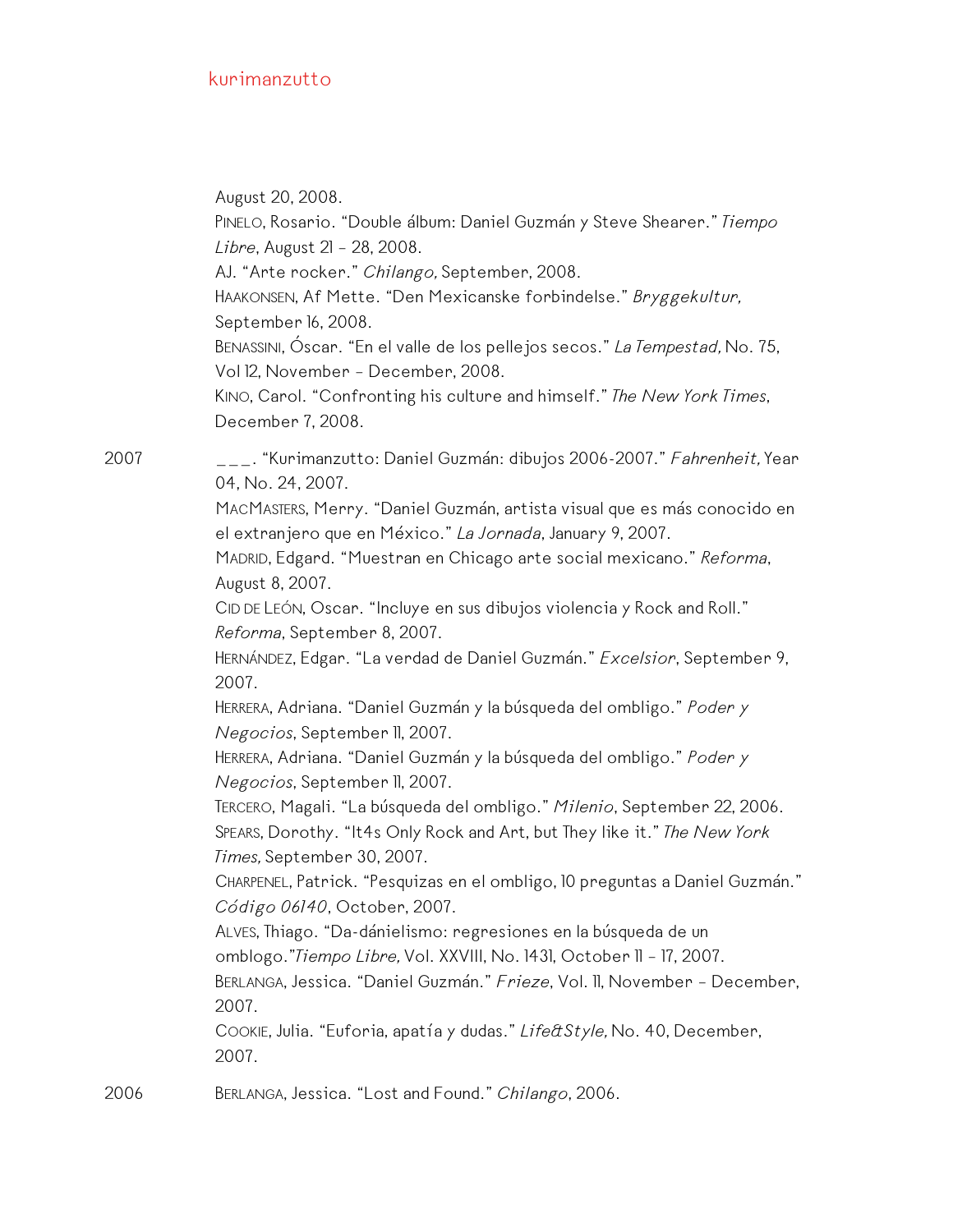August 20, 2008.
Pinelo, Rosario. "Double álbum: Daniel Guzmán y Steve Shearer." *Tiempo Libre*, August 21 - 28, 2008.
AJ. "Arte rocker." *Chilango,* September, 2008.
Haakonsen, Af Mette. "Den Mexicanske forbindelse." *Bryggekultur,* September 16, 2008.
Benassini, Óscar. "En el valle de los pellejos secos." *La Tempestad,* No. 75, Vol 12, November - December, 2008.
Kino, Carol. "Confronting his culture and himself." *The New York Times*, December 7, 2008.

2007

___. "Kurimanzutto: Daniel Guzmán: dibujos 2006-2007." *Fahrenheit,* Year 04, No. 24, 2007.
MacMasters, Merry. "Daniel Guzmán, artista visual que es más conocido en el extranjero que en México." *La Jornada*, January 9, 2007.
Madrid, Edgard. "Muestran en Chicago arte social mexicano." *Reforma*, August 8, 2007.
Cid de León, Oscar. "Incluye en sus dibujos violencia y Rock and Roll." *Reforma*, September 8, 2007.
Hernández, Edgar. "La verdad de Daniel Guzmán." *Excelsior*, September 9, 2007.
Herrera, Adriana. "Daniel Guzmán y la búsqueda del ombligo." *Poder y Negocios*, September 11, 2007.
Herrera, Adriana. "Daniel Guzmán y la búsqueda del ombligo." *Poder y Negocios*, September 11, 2007.
Tercero, Magali. "La búsqueda del ombligo." *Milenio*, September 22, 2006.
Spears, Dorothy. "It4s Only Rock and Art, but They like it." *The New York Times,* September 30, 2007.
Charpenel, Patrick. "Pesquizas en el ombligo, 10 preguntas a Daniel Guzmán." *Código 06140*, October, 2007.
Alves, Thiago. "Da-dánielismo: regresiones en la búsqueda de un omblogo."*Tiempo Libre,* Vol. XXVIII, No. 1431, October 11 - 17, 2007.
Berlanga, Jessica. "Daniel Guzmán." *Frieze*, Vol. 11, November - December, 2007.
Cookie, Julia. "Euforia, apatía y dudas." *Life&Style,* No. 40, December, 2007.

2006

Berlanga, Jessica. "Lost and Found." *Chilango*, 2006.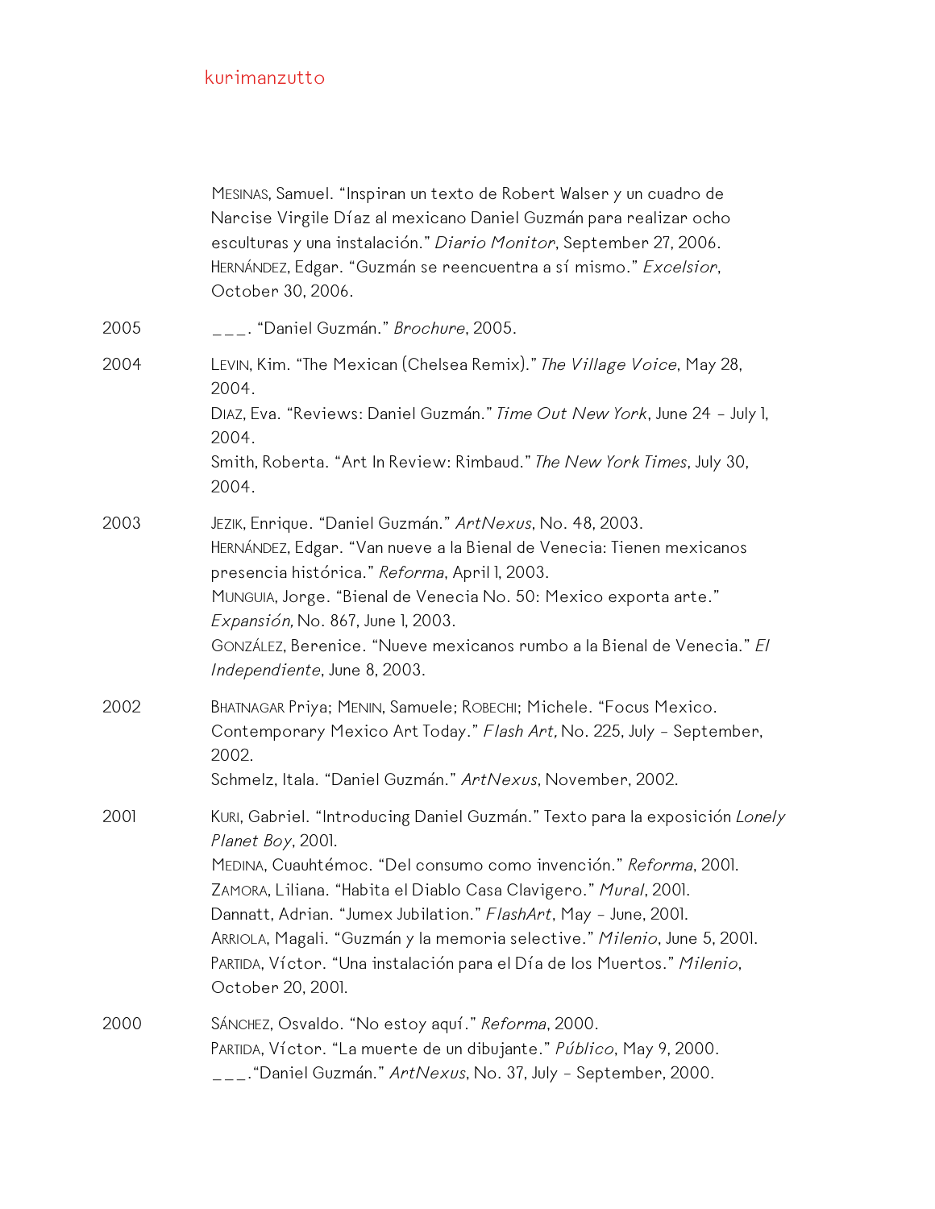Mesinas, Samuel. "Inspiran un texto de Robert Walser y un cuadro de Narcise Virgile Díaz al mexicano Daniel Guzmán para realizar ocho esculturas y una instalación." *Diario Monitor*, September 27, 2006.
Hernández, Edgar. "Guzmán se reencuentra a sí mismo." *Excelsior*, October 30, 2006.

2005
___. "Daniel Guzmán." *Brochure*, 2005.

2004
Levin, Kim. "The Mexican (Chelsea Remix)." *The Village Voice*, May 28, 2004.
Diaz, Eva. "Reviews: Daniel Guzmán." *Time Out New York*, June 24 – July 1, 2004.
Smith, Roberta. "Art In Review: Rimbaud." *The New York Times*, July 30, 2004.

2003
Jezik, Enrique. "Daniel Guzmán." *ArtNexus*, No. 48, 2003.
Hernández, Edgar. "Van nueve a la Bienal de Venecia: Tienen mexicanos presencia histórica." *Reforma*, April 1, 2003.
Munguia, Jorge. "Bienal de Venecia No. 50: Mexico exporta arte." *Expansión,* No. 867, June 1, 2003.
González, Berenice. "Nueve mexicanos rumbo a la Bienal de Venecia." *El Independiente*, June 8, 2003.

2002
Bhatnagar Priya; Menin, Samuele; Robechi; Michele. "Focus Mexico. Contemporary Mexico Art Today." *Flash Art,* No. 225, July – September, 2002.
Schmelz, Itala. "Daniel Guzmán." *ArtNexus*, November, 2002.

2001
Kuri, Gabriel. "Introducing Daniel Guzmán." Texto para la exposición *Lonely Planet Boy*, 2001.
Medina, Cuauhtémoc. "Del consumo como invención." *Reforma*, 2001.
Zamora, Liliana. "Habita el Diablo Casa Clavigero." *Mural*, 2001.
Dannatt, Adrian. "Jumex Jubilation." *FlashArt*, May – June, 2001.
Arriola, Magali. "Guzmán y la memoria selective." *Milenio*, June 5, 2001.
Partida, Víctor. "Una instalación para el Día de los Muertos." *Milenio*, October 20, 2001.

2000
Sánchez, Osvaldo. "No estoy aquí." *Reforma*, 2000.
Partida, Víctor. "La muerte de un dibujante." *Público*, May 9, 2000.
___."Daniel Guzmán." *ArtNexus*, No. 37, July – September, 2000.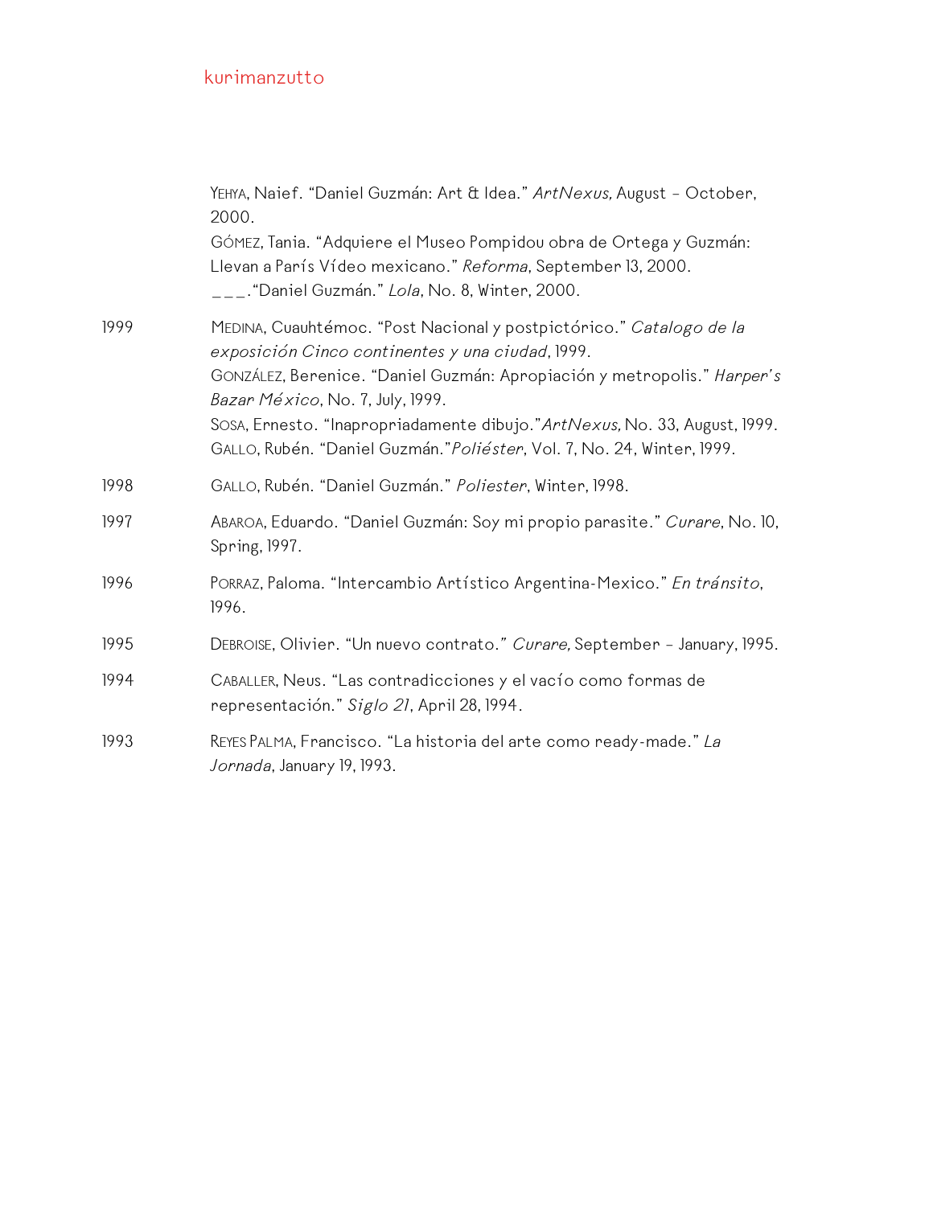Yehya, Naief. "Daniel Guzmán: Art & Idea." *ArtNexus,* August – October, 2000.
Gómez, Tania. "Adquiere el Museo Pompidou obra de Ortega y Guzmán: Llevan a París Vídeo mexicano." *Reforma*, September 13, 2000.
___."Daniel Guzmán." *Lola*, No. 8, Winter, 2000.

1999 Medina, Cuauhtémoc. "Post Nacional y postpictórico." *Catalogo de la exposición Cinco continentes y una ciudad*, 1999.
González, Berenice. "Daniel Guzmán: Apropiación y metropolis." *Harper's Bazar México*, No. 7, July, 1999.
Sosa, Ernesto. "Inapropriadamente dibujo."*ArtNexus,* No. 33, August, 1999.
Gallo, Rubén. "Daniel Guzmán."*Poliéster*, Vol. 7, No. 24, Winter, 1999.

1998 Gallo, Rubén. "Daniel Guzmán." *Poliester*, Winter, 1998.

1997 Abaroa, Eduardo. "Daniel Guzmán: Soy mi propio parasite." *Curare*, No. 10, Spring, 1997.

1996 Porraz, Paloma. "Intercambio Artístico Argentina-Mexico." *En tránsito*, 1996.

1995 Debroise, Olivier. "Un nuevo contrato." *Curare,* September – January, 1995.

1994 Caballer, Neus. "Las contradicciones y el vacío como formas de representación." *Siglo 21*, April 28, 1994.

1993 Reyes Palma, Francisco. "La historia del arte como ready-made." *La Jornada*, January 19, 1993.